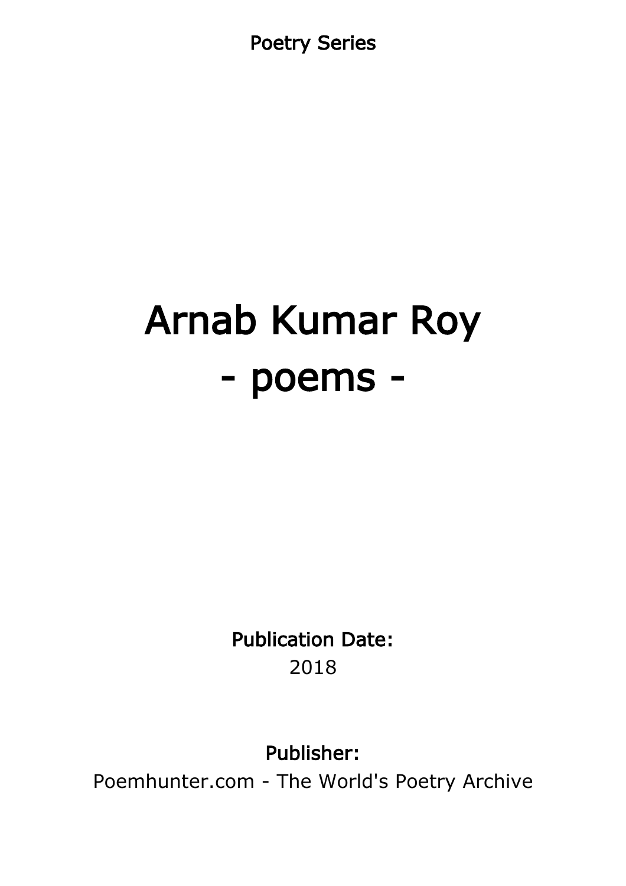Poetry Series

# Arnab Kumar Roy
# - poems -

**Publication Date:**

2018

**Publisher:**

Poemhunter.com - The World's Poetry Archive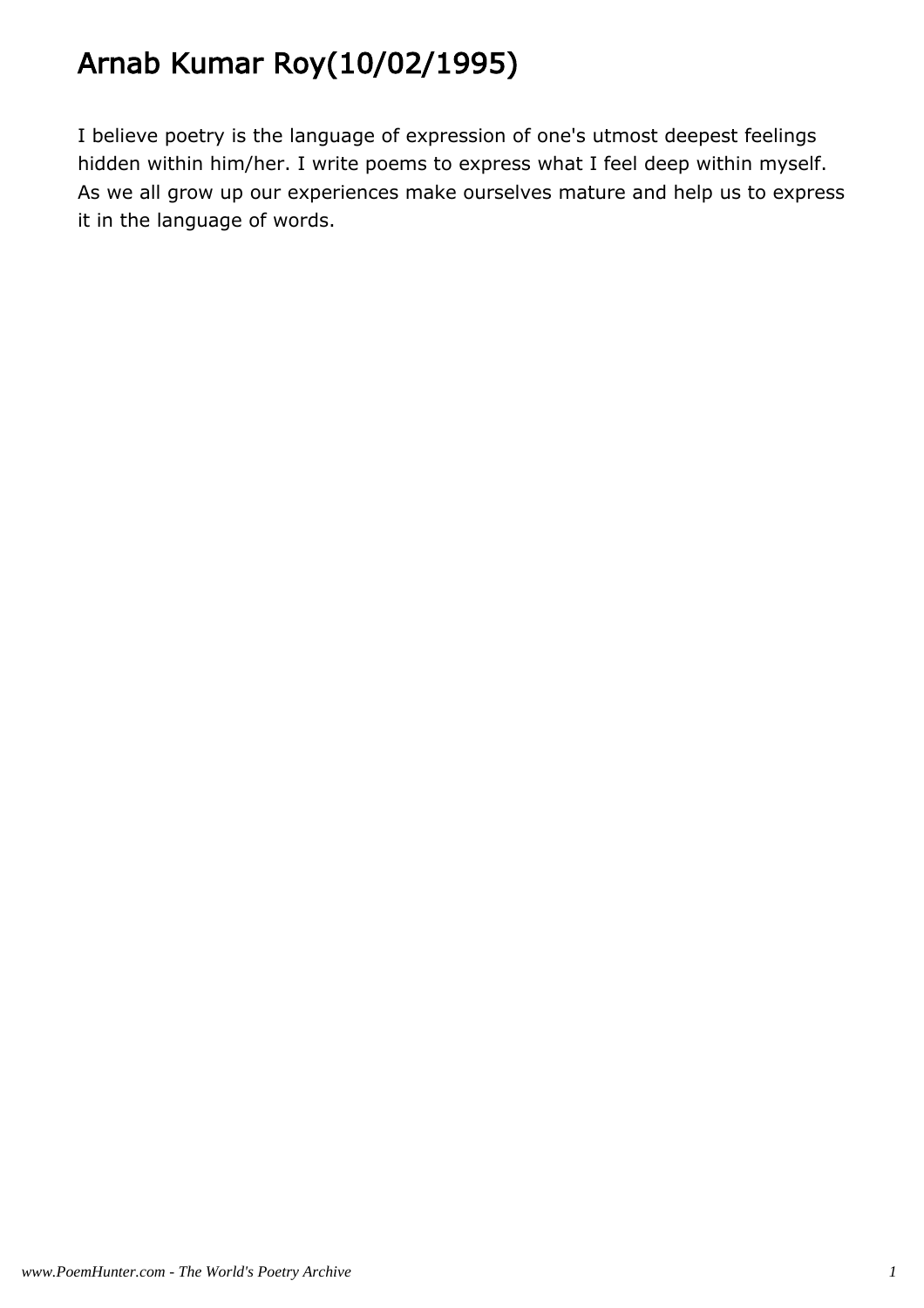# Arnab Kumar Roy(10/02/1995)

I believe poetry is the language of expression of one's utmost deepest feelings hidden within him/her. I write poems to express what I feel deep within myself. As we all grow up our experiences make ourselves mature and help us to express it in the language of words.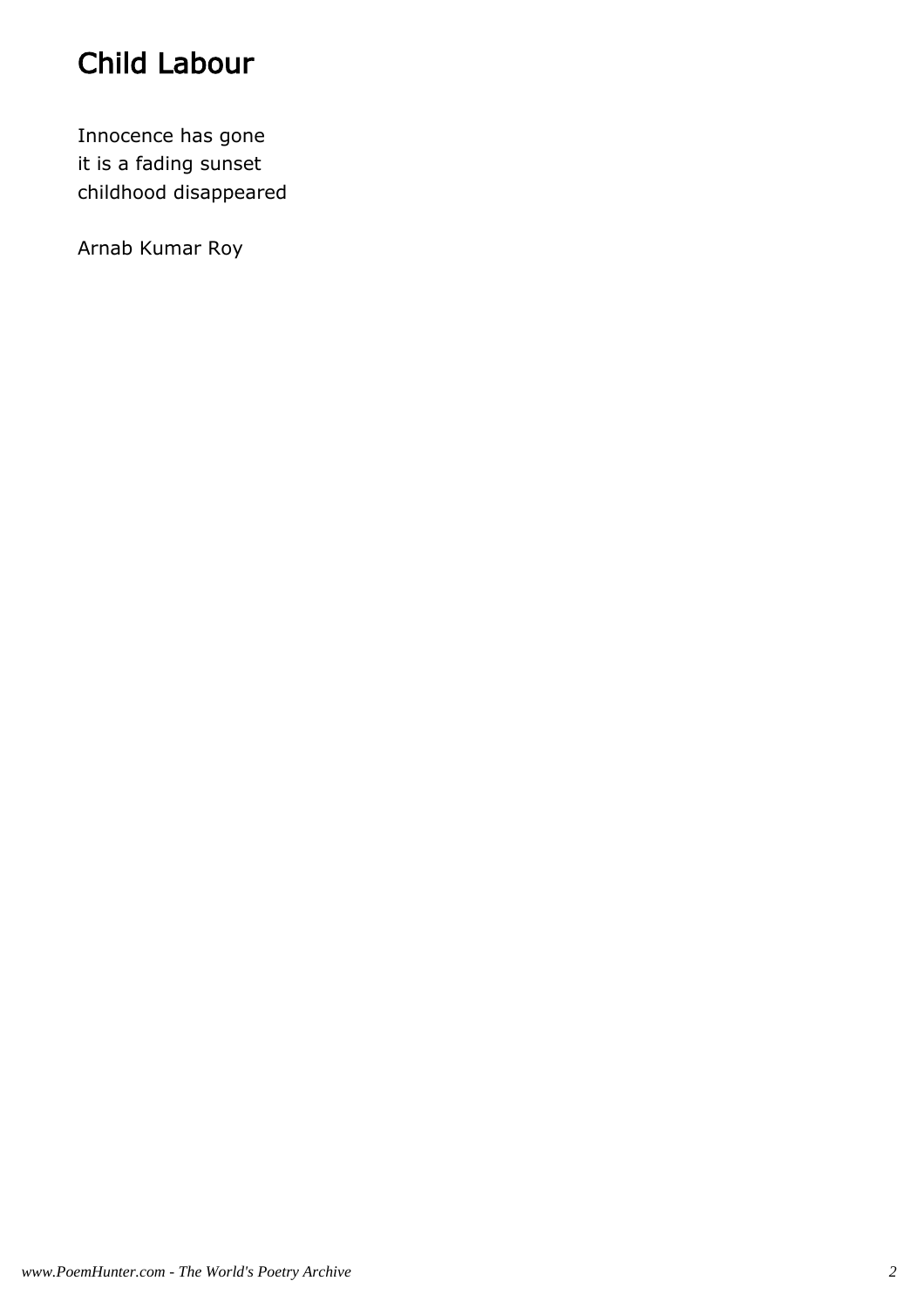# Child Labour

Innocence has gone
it is a fading sunset
childhood disappeared

Arnab Kumar Roy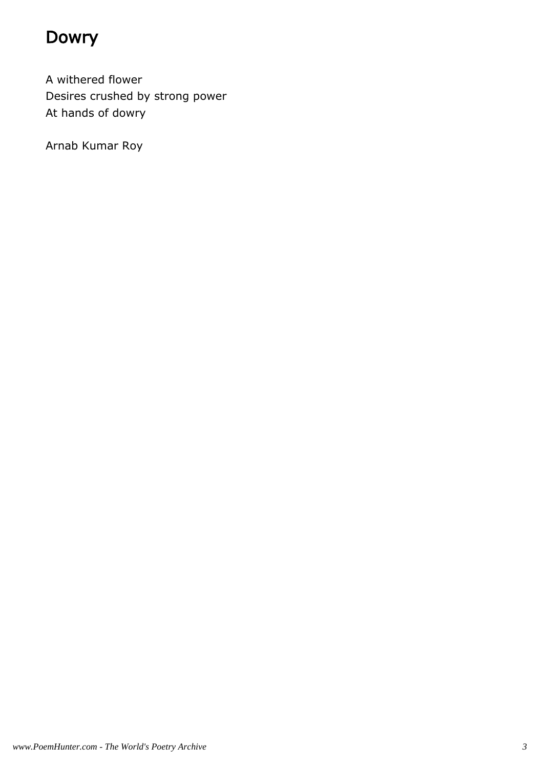# Dowry

A withered flower
Desires crushed by strong power
At hands of dowry

Arnab Kumar Roy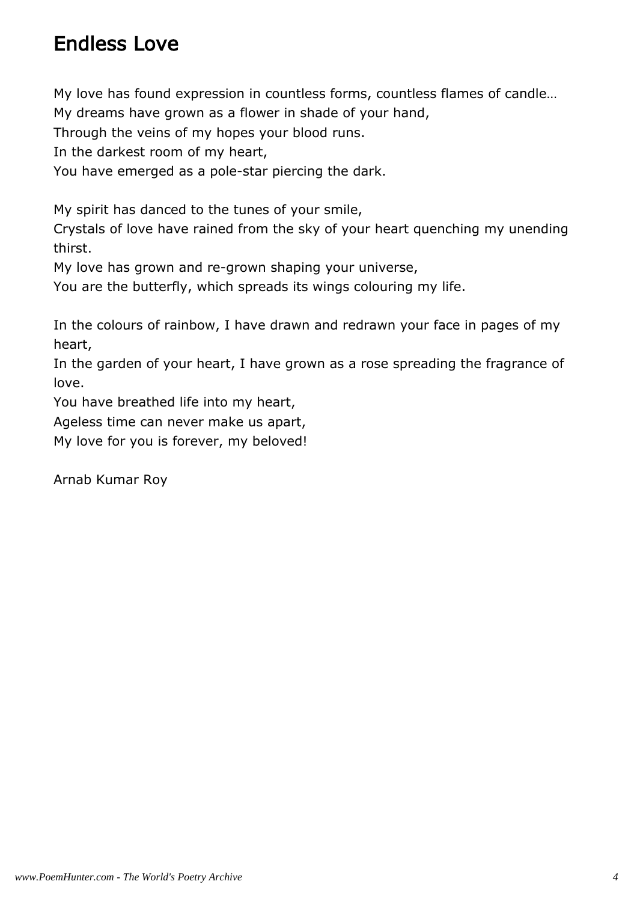## Endless Love

My love has found expression in countless forms, countless flames of candle…
My dreams have grown as a flower in shade of your hand,
Through the veins of my hopes your blood runs.
In the darkest room of my heart,
You have emerged as a pole-star piercing the dark.

My spirit has danced to the tunes of your smile,
Crystals of love have rained from the sky of your heart quenching my unending thirst.
My love has grown and re-grown shaping your universe,
You are the butterfly, which spreads its wings colouring my life.

In the colours of rainbow, I have drawn and redrawn your face in pages of my heart,
In the garden of your heart, I have grown as a rose spreading the fragrance of love.
You have breathed life into my heart,
Ageless time can never make us apart,
My love for you is forever, my beloved!

Arnab Kumar Roy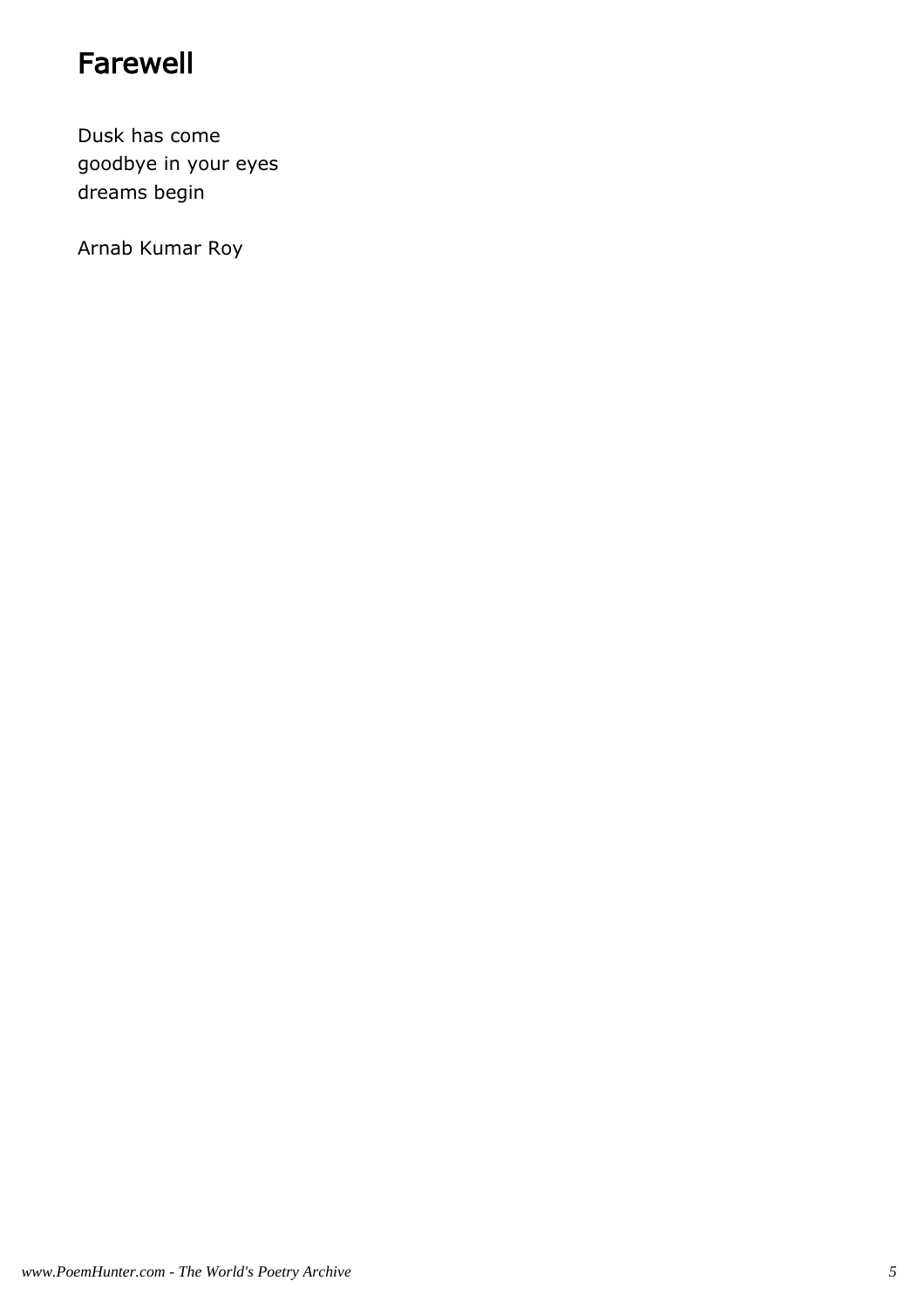# Farewell

Dusk has come  
goodbye in your eyes  
dreams begin

Arnab Kumar Roy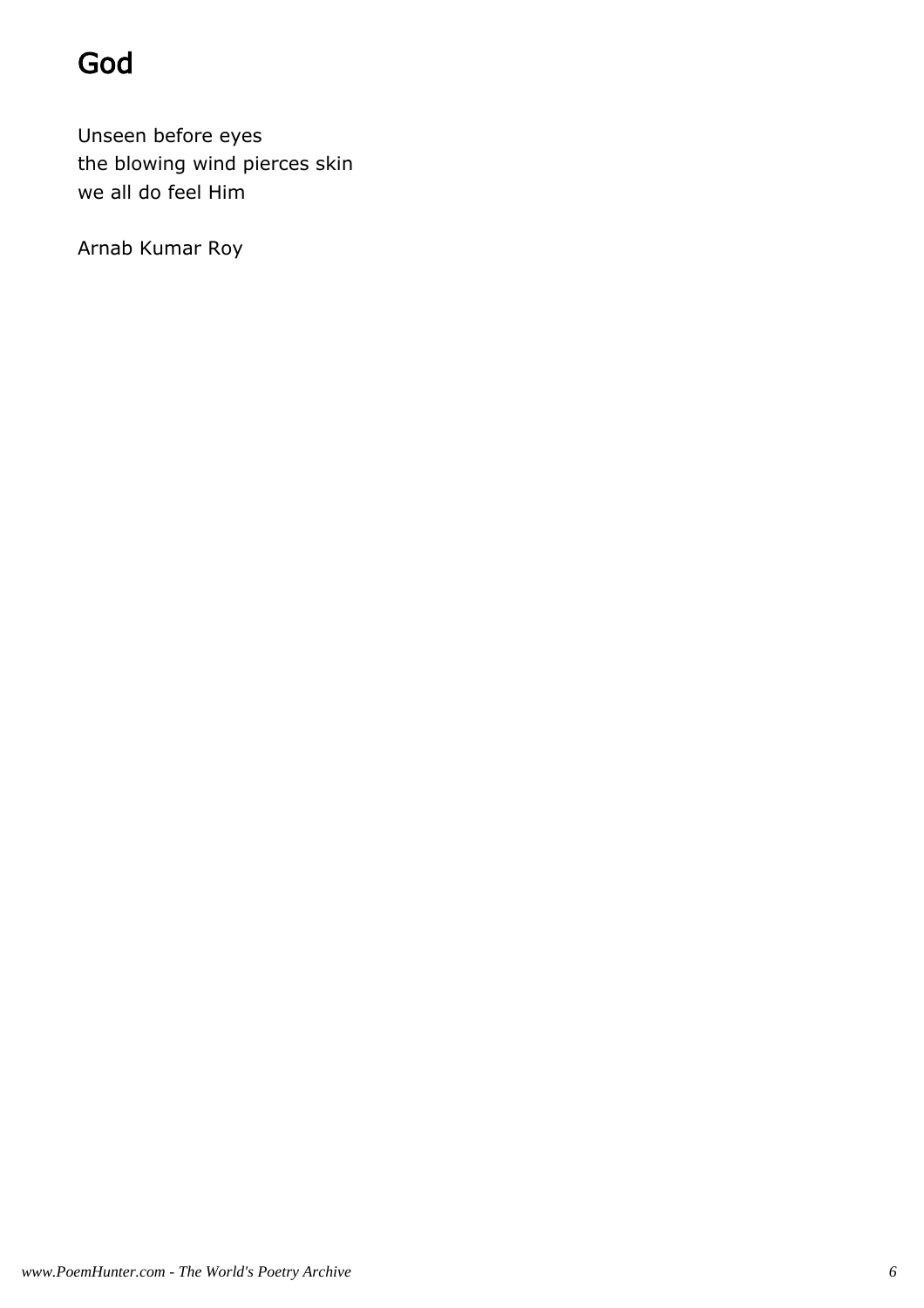# God

Unseen before eyes
the blowing wind pierces skin
we all do feel Him

Arnab Kumar Roy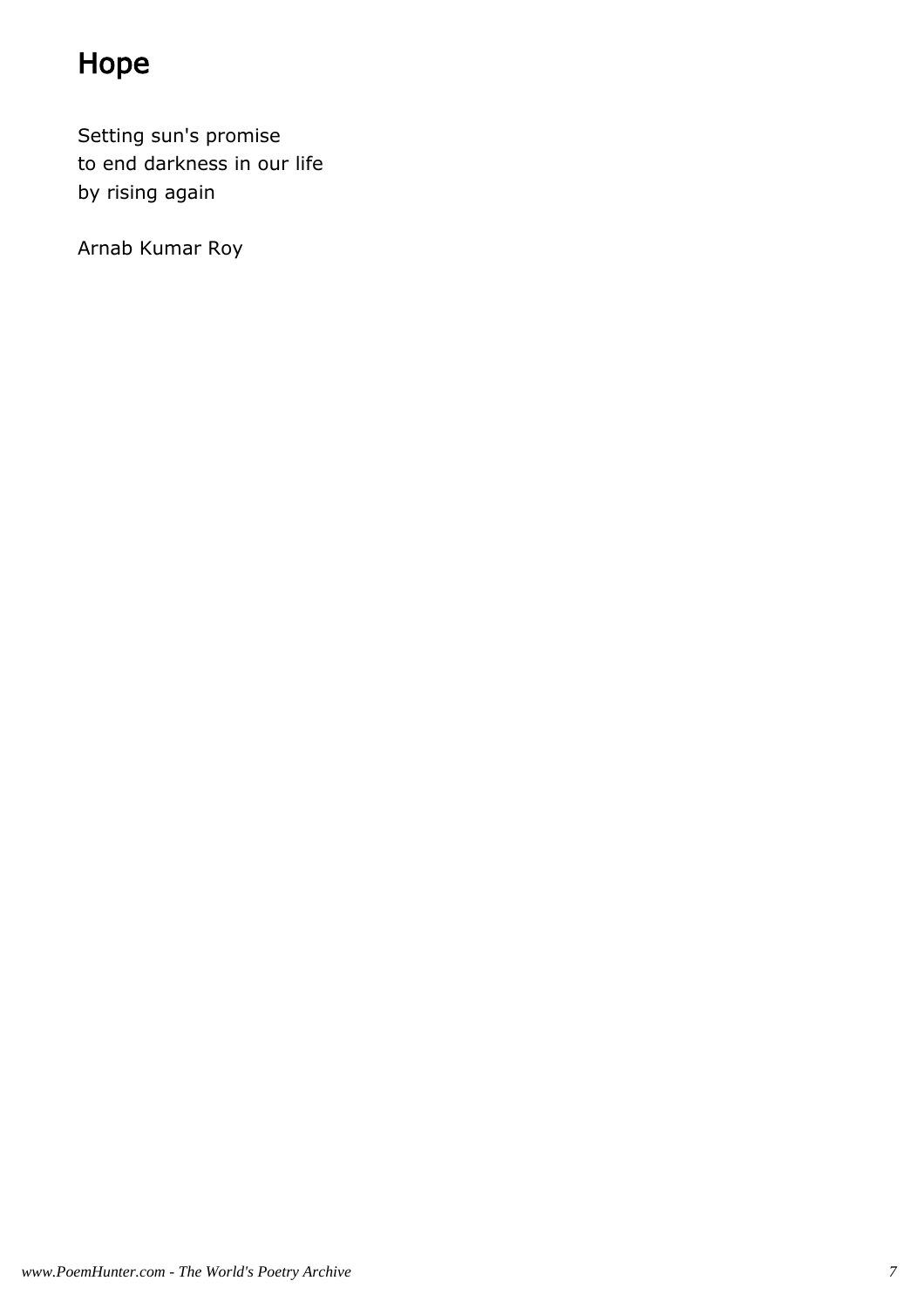# Hope

Setting sun's promise
to end darkness in our life
by rising again

Arnab Kumar Roy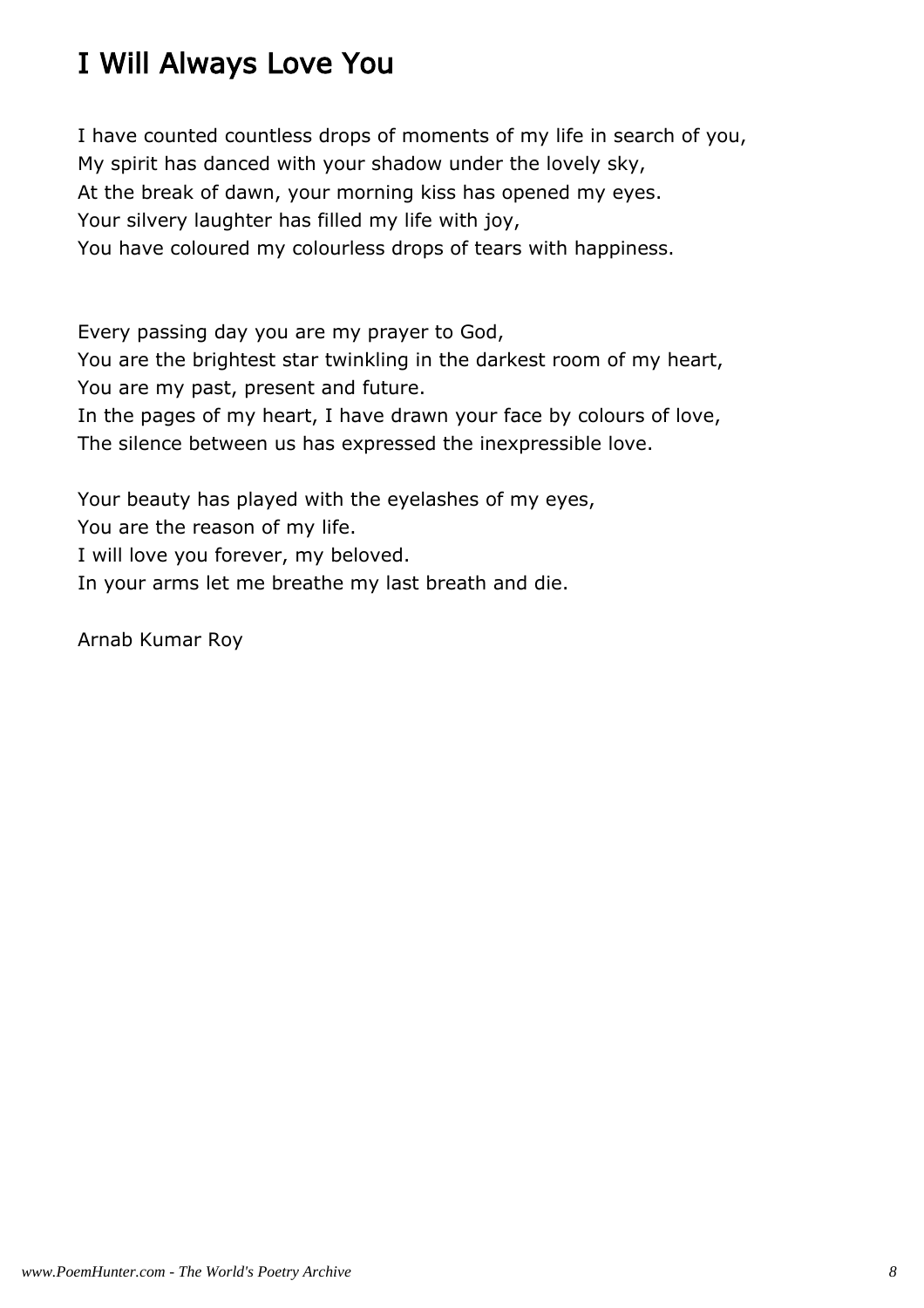# I Will Always Love You

I have counted countless drops of moments of my life in search of you,
My spirit has danced with your shadow under the lovely sky,
At the break of dawn, your morning kiss has opened my eyes.
Your silvery laughter has filled my life with joy,
You have coloured my colourless drops of tears with happiness.

Every passing day you are my prayer to God,
You are the brightest star twinkling in the darkest room of my heart,
You are my past, present and future.
In the pages of my heart, I have drawn your face by colours of love,
The silence between us has expressed the inexpressible love.

Your beauty has played with the eyelashes of my eyes,
You are the reason of my life.
I will love you forever, my beloved.
In your arms let me breathe my last breath and die.

Arnab Kumar Roy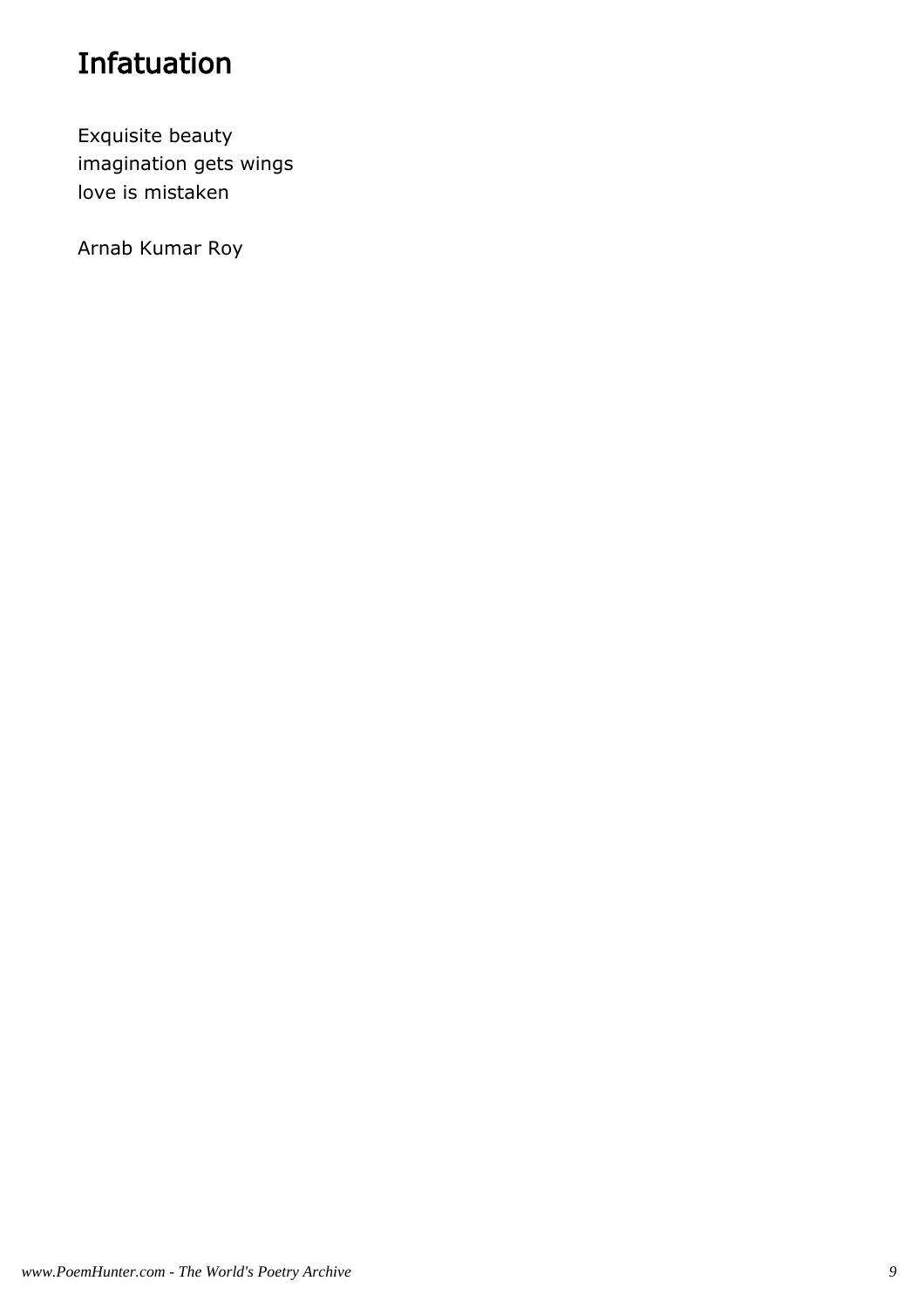# Infatuation

Exquisite beauty
imagination gets wings
love is mistaken

Arnab Kumar Roy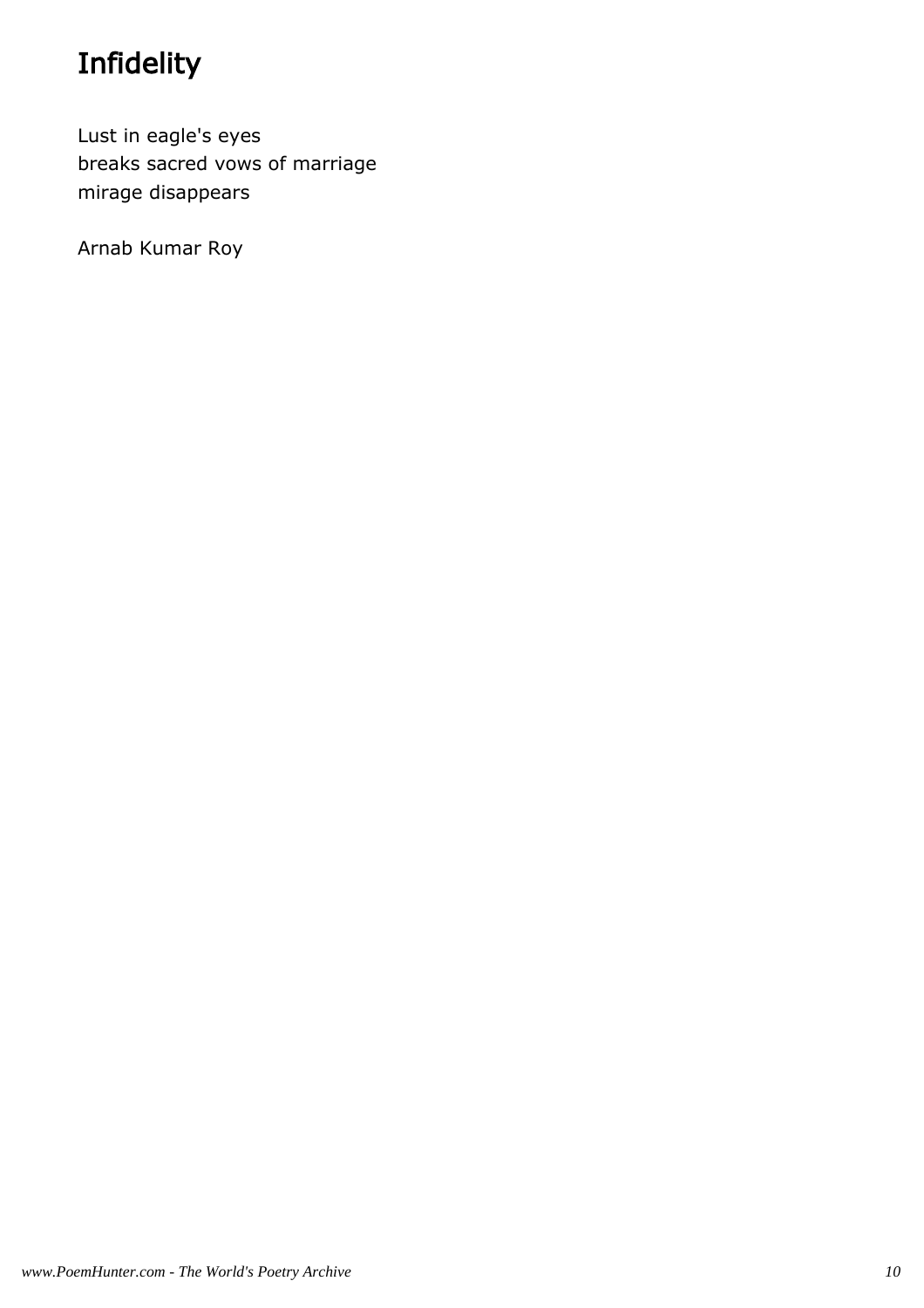# Infidelity

Lust in eagle's eyes  
breaks sacred vows of marriage  
mirage disappears

Arnab Kumar Roy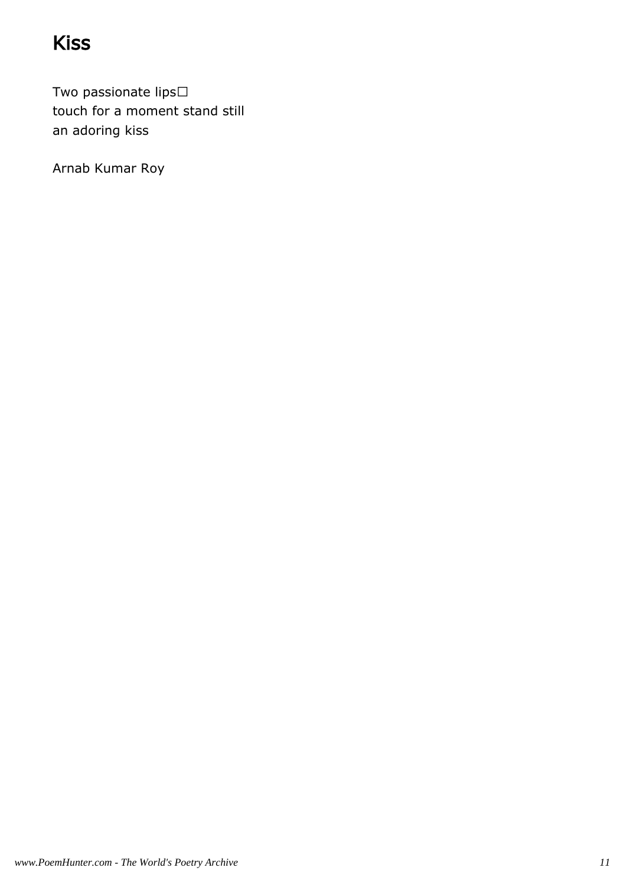# Kiss

Two passionate lips□
touch for a moment stand still
an adoring kiss

Arnab Kumar Roy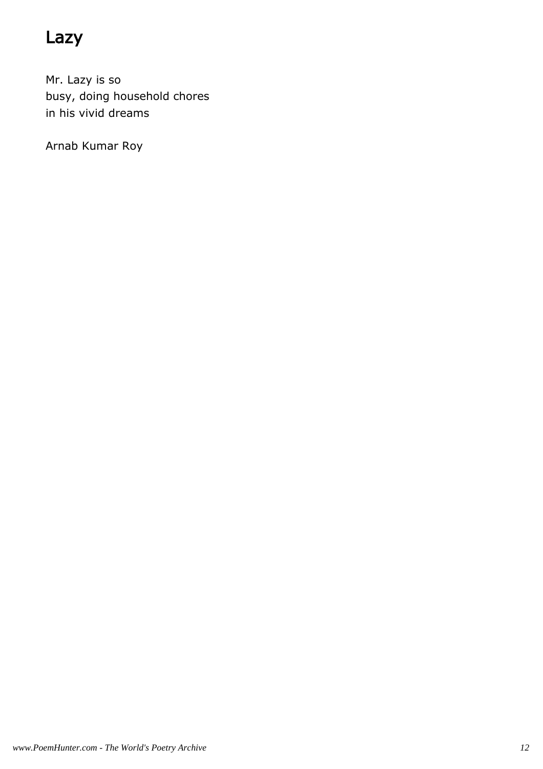# Lazy

Mr. Lazy is so  
busy, doing household chores  
in his vivid dreams

Arnab Kumar Roy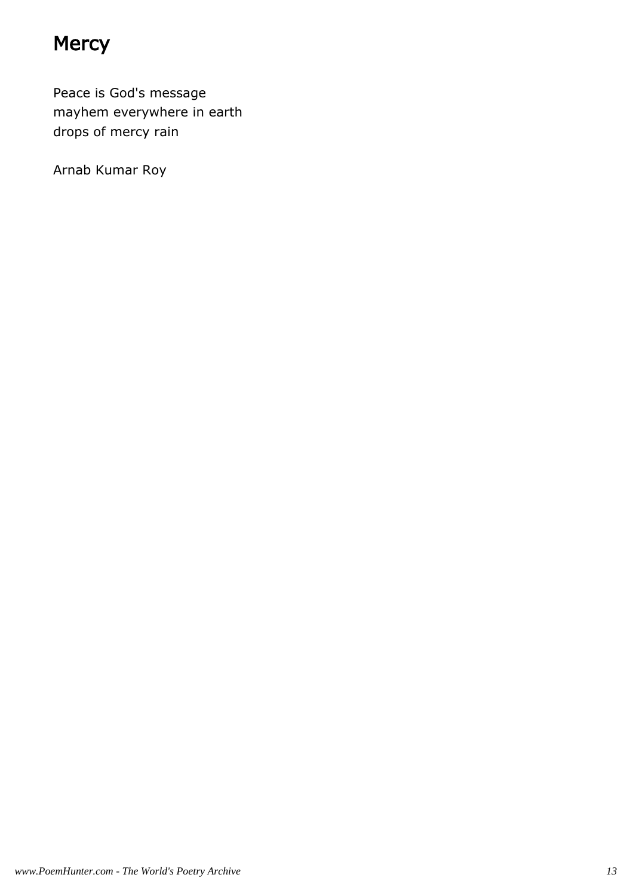# Mercy

Peace is God's message
mayhem everywhere in earth
drops of mercy rain

Arnab Kumar Roy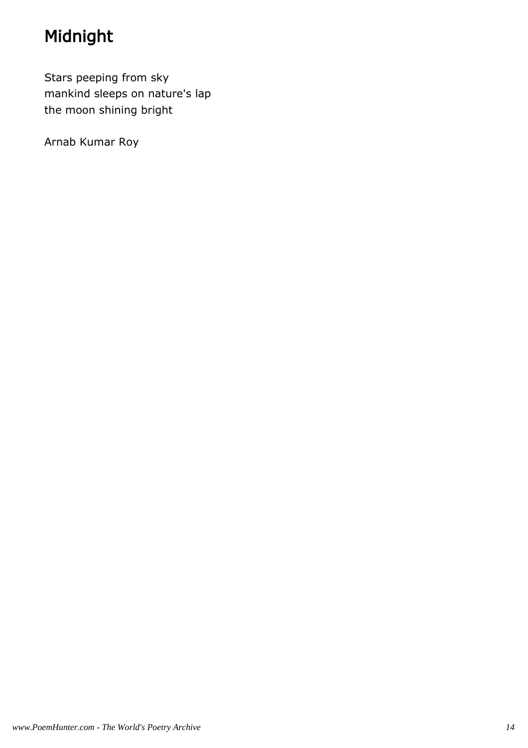# Midnight

Stars peeping from sky
mankind sleeps on nature's lap
the moon shining bright

Arnab Kumar Roy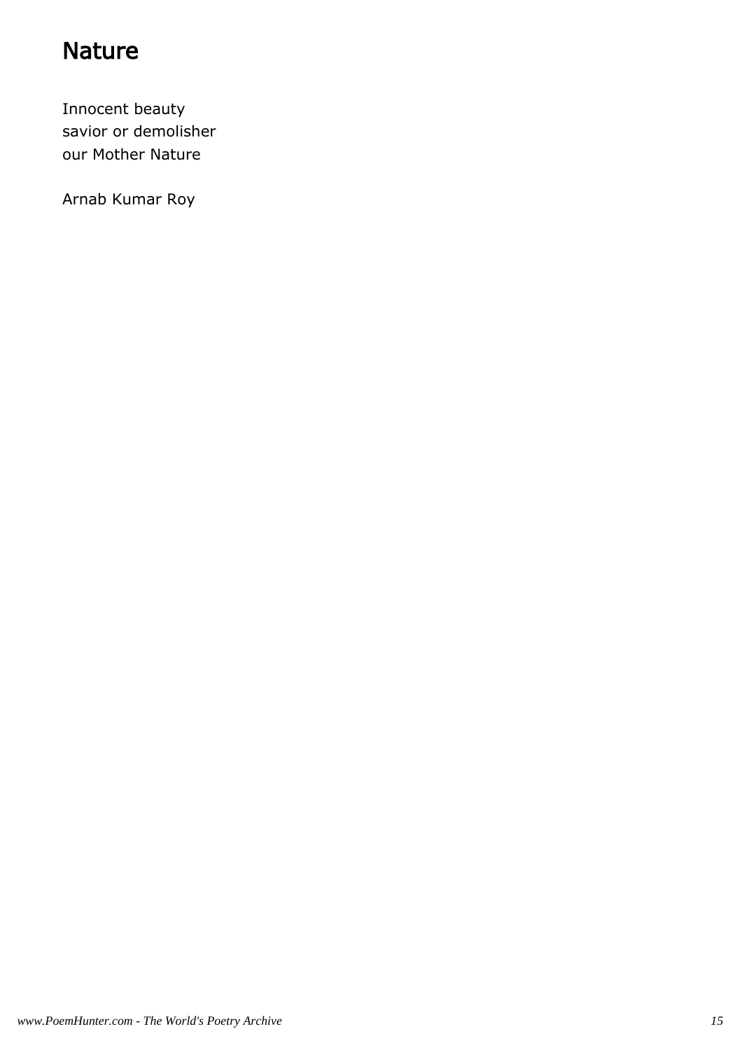# Nature

Innocent beauty  
savior or demolisher  
our Mother Nature

Arnab Kumar Roy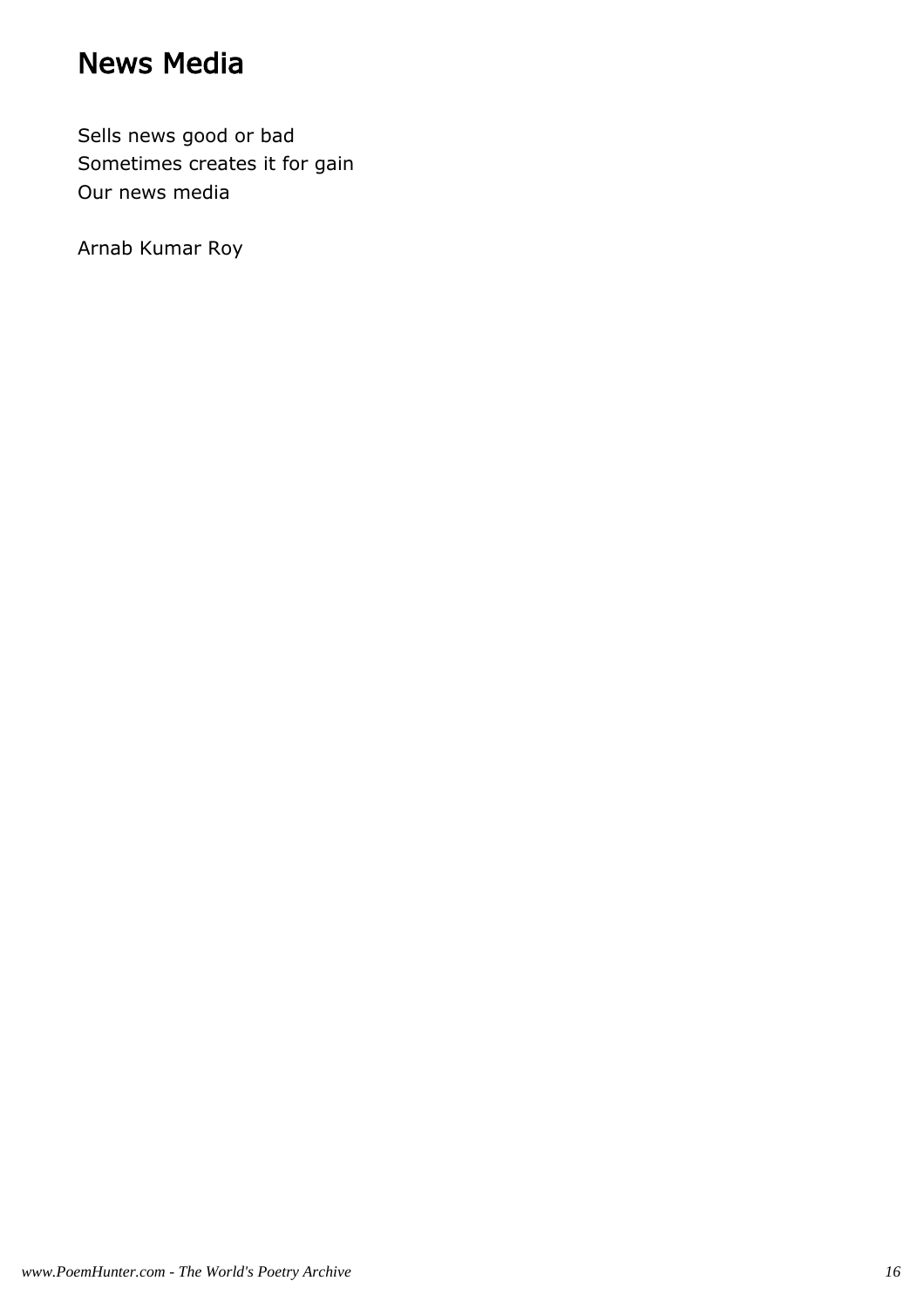# News Media

Sells news good or bad  
Sometimes creates it for gain  
Our news media

Arnab Kumar Roy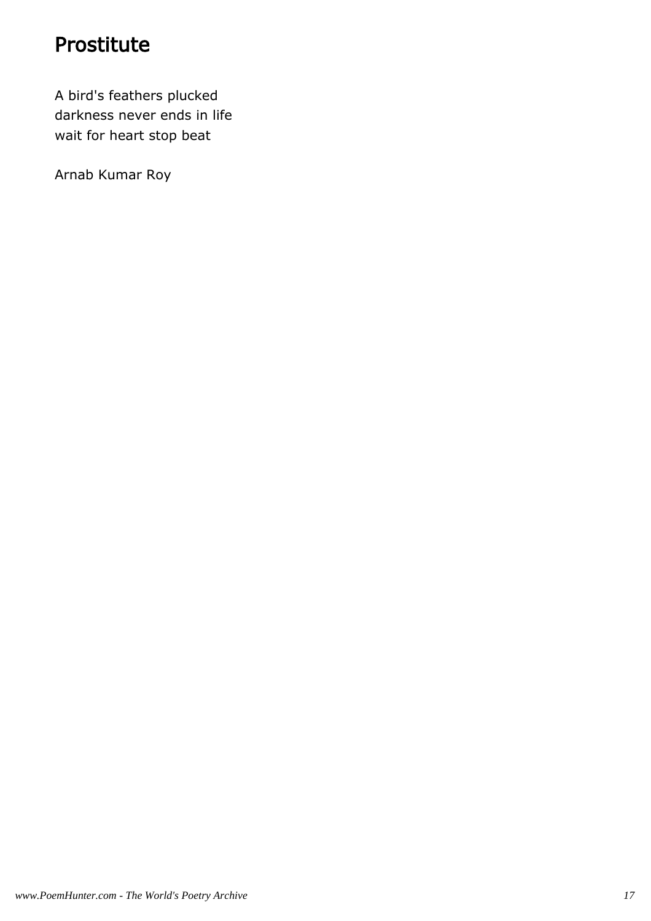# Prostitute

A bird's feathers plucked  
darkness never ends in life  
wait for heart stop beat

Arnab Kumar Roy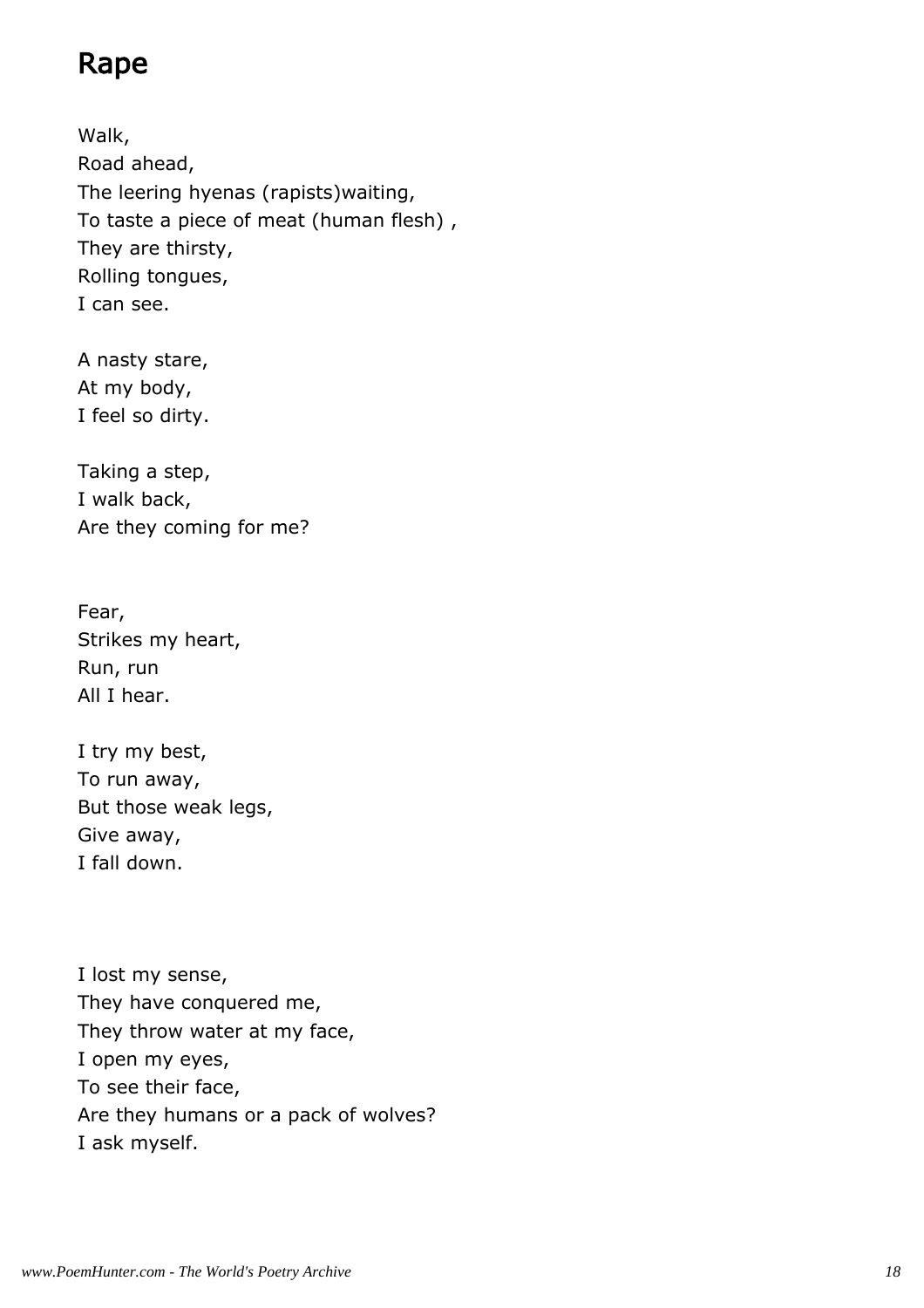# Rape

Walk,  
Road ahead,  
The leering hyenas (rapists)waiting,  
To taste a piece of meat (human flesh) ,  
They are thirsty,  
Rolling tongues,  
I can see.

A nasty stare,  
At my body,  
I feel so dirty.

Taking a step,  
I walk back,  
Are they coming for me?

Fear,  
Strikes my heart,  
Run, run  
All I hear.

I try my best,  
To run away,  
But those weak legs,  
Give away,  
I fall down.

I lost my sense,  
They have conquered me,  
They throw water at my face,  
I open my eyes,  
To see their face,  
Are they humans or a pack of wolves?  
I ask myself.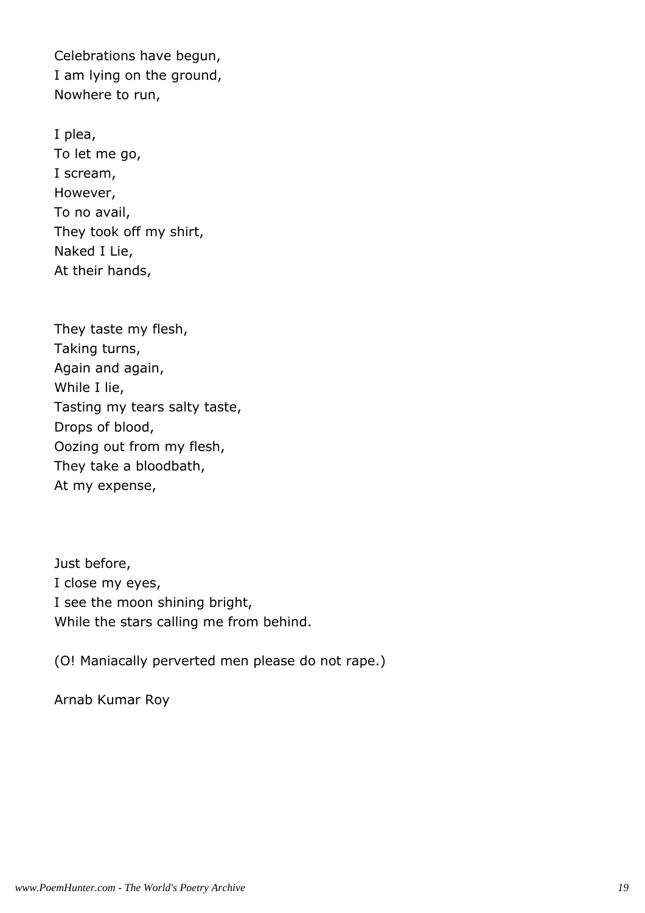Celebrations have begun,
I am lying on the ground,
Nowhere to run,

I plea,
To let me go,
I scream,
However,
To no avail,
They took off my shirt,
Naked I Lie,
At their hands,

They taste my flesh,
Taking turns,
Again and again,
While I lie,
Tasting my tears salty taste,
Drops of blood,
Oozing out from my flesh,
They take a bloodbath,
At my expense,

Just before,
I close my eyes,
I see the moon shining bright,
While the stars calling me from behind.

(O! Maniacally perverted men please do not rape.)

Arnab Kumar Roy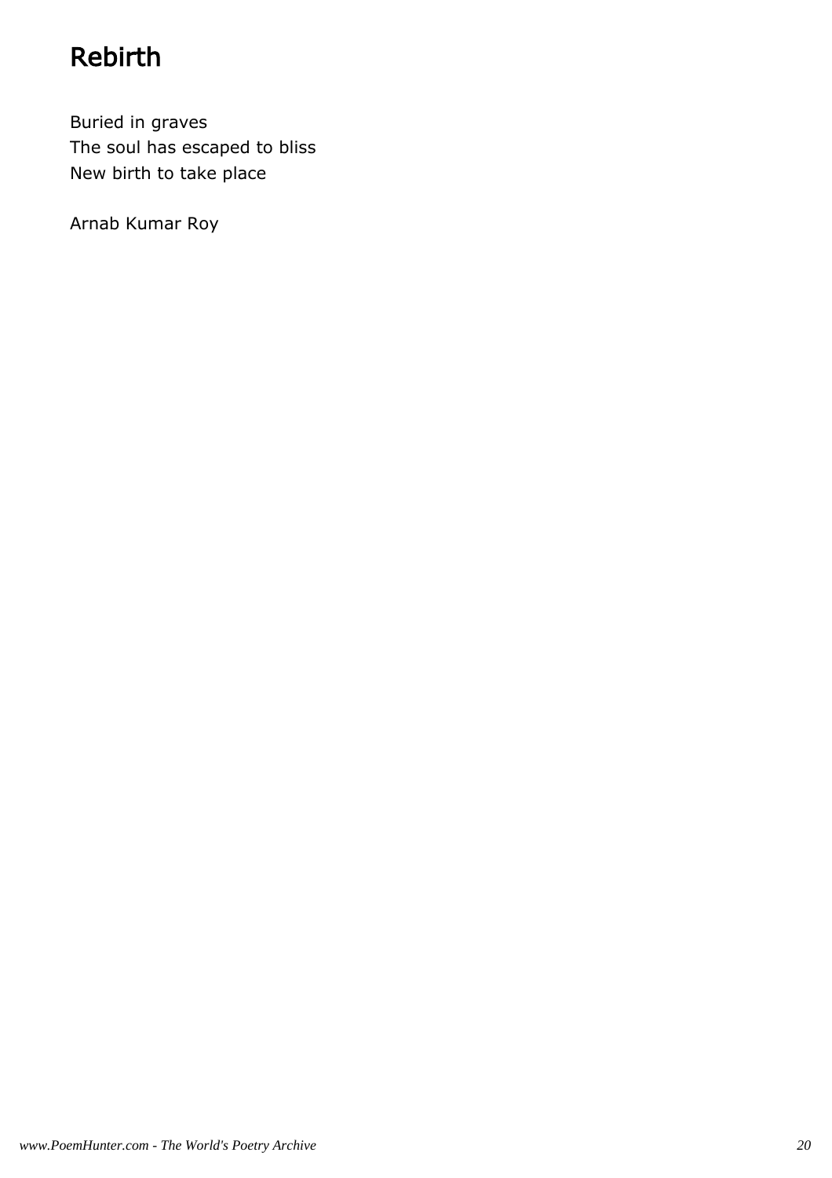# Rebirth

Buried in graves  
The soul has escaped to bliss  
New birth to take place

Arnab Kumar Roy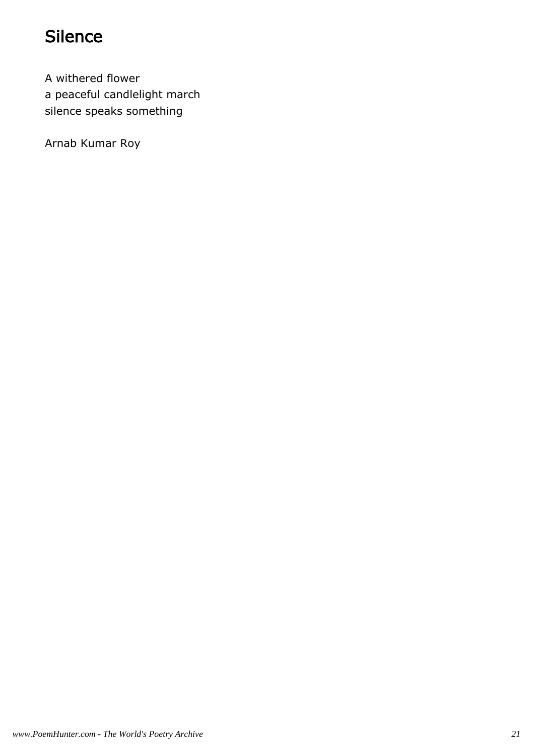# Silence

A withered flower
a peaceful candlelight march
silence speaks something

Arnab Kumar Roy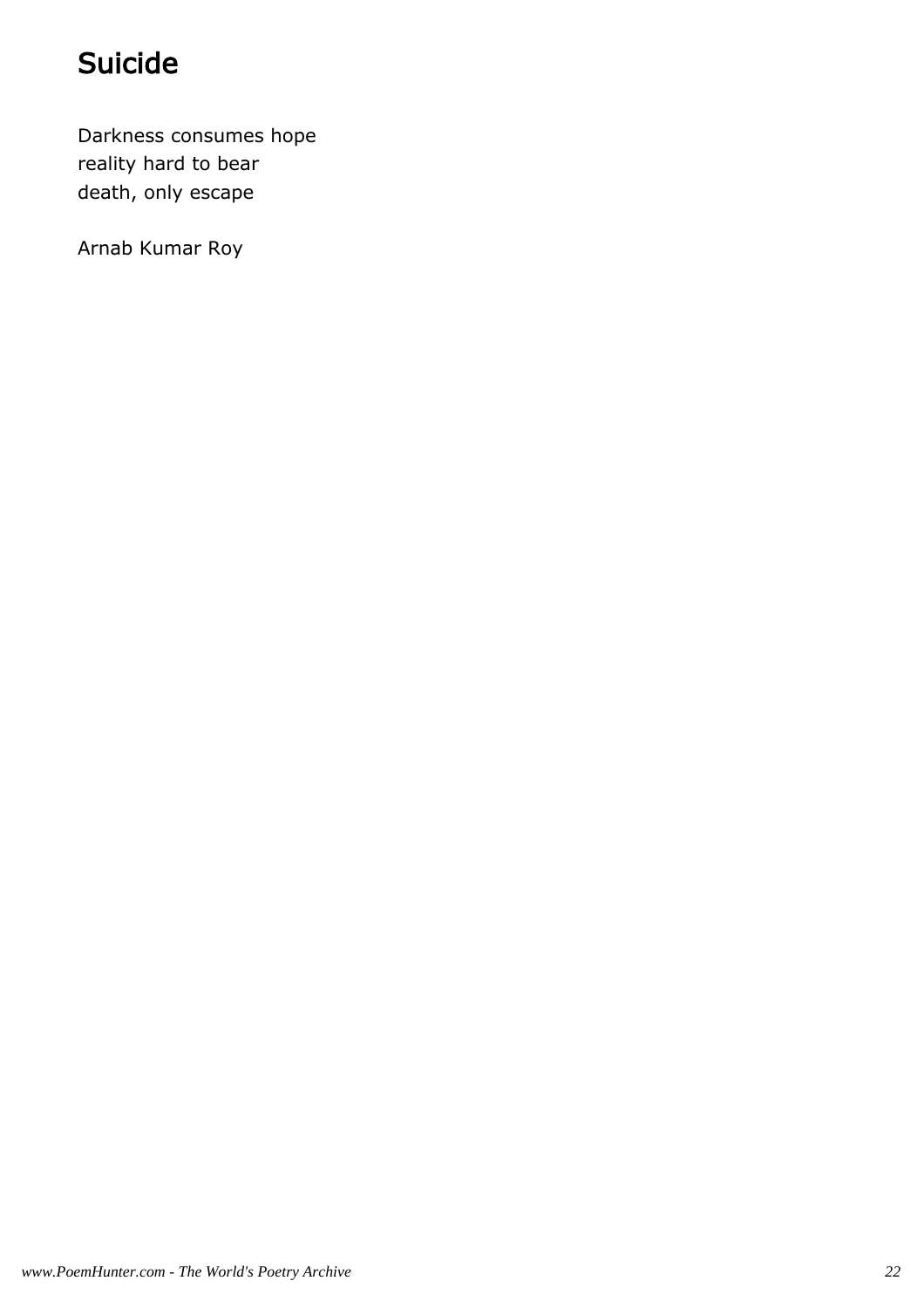# Suicide

Darkness consumes hope
reality hard to bear
death, only escape

Arnab Kumar Roy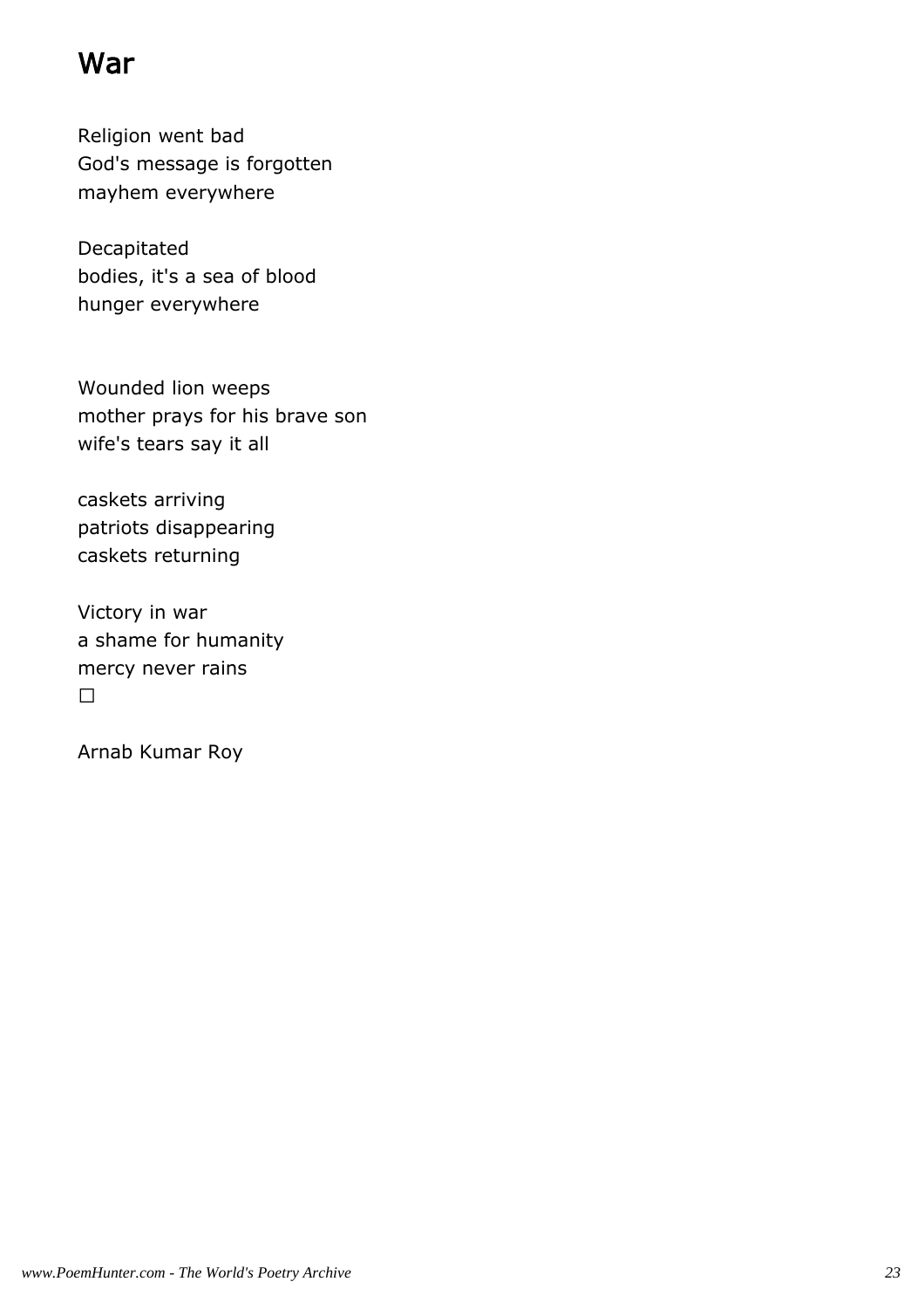# War

Religion went bad
God's message is forgotten
mayhem everywhere

Decapitated
bodies, it's a sea of blood
hunger everywhere

Wounded lion weeps
mother prays for his brave son
wife's tears say it all

caskets arriving
patriots disappearing
caskets returning

Victory in war
a shame for humanity
mercy never rains
□

Arnab Kumar Roy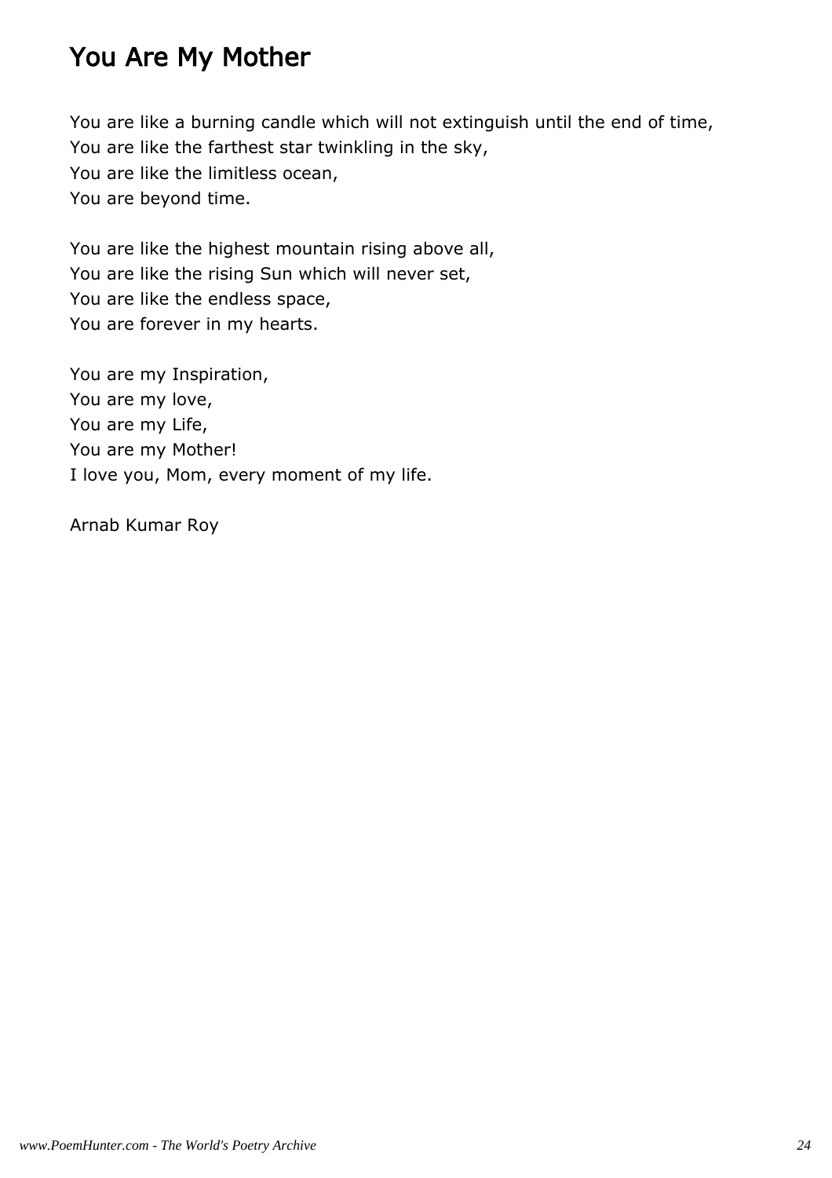# You Are My Mother

You are like a burning candle which will not extinguish until the end of time,  
You are like the farthest star twinkling in the sky,  
You are like the limitless ocean,  
You are beyond time.

You are like the highest mountain rising above all,  
You are like the rising Sun which will never set,  
You are like the endless space,  
You are forever in my hearts.

You are my Inspiration,  
You are my love,  
You are my Life,  
You are my Mother!  
I love you, Mom, every moment of my life.

Arnab Kumar Roy